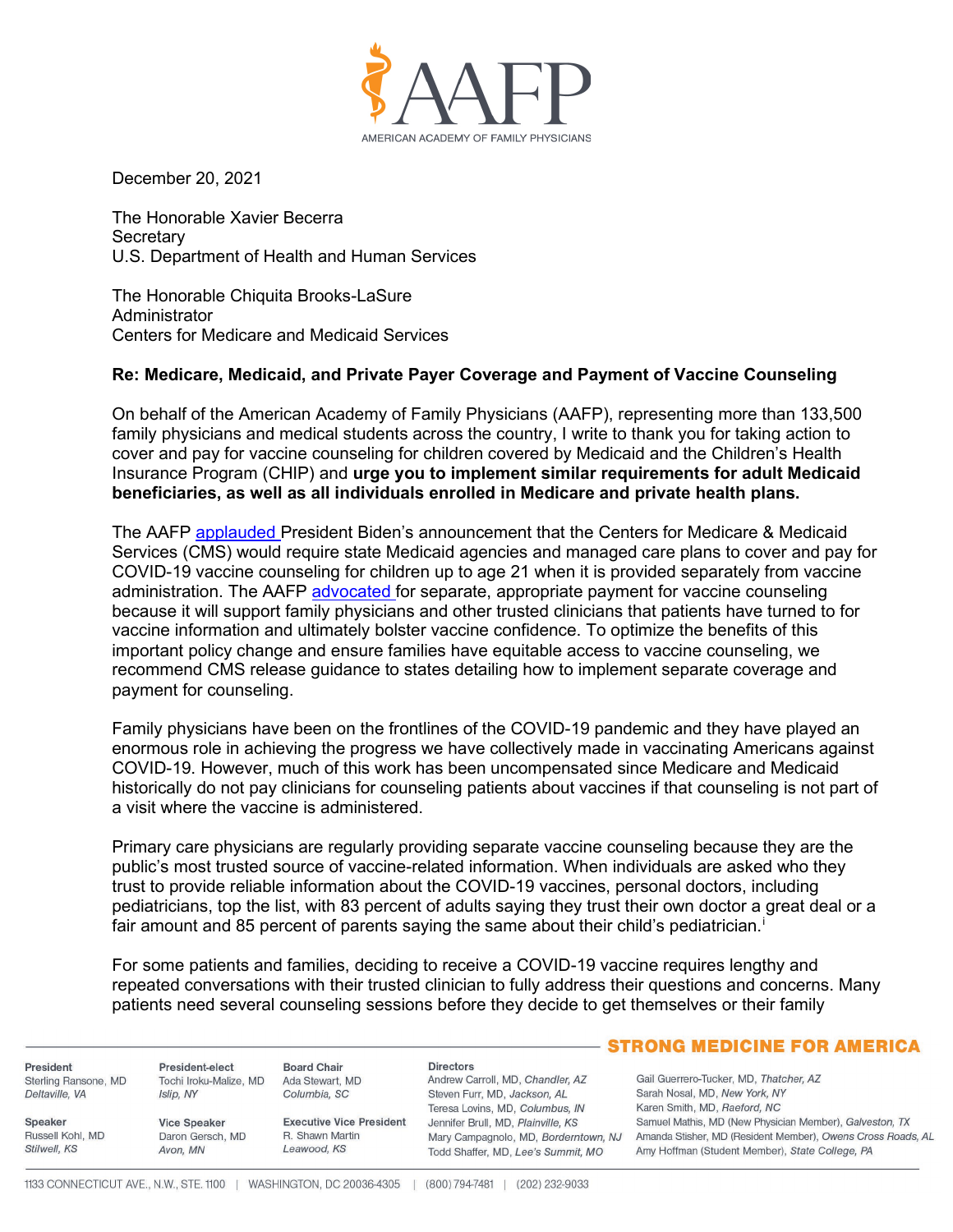December 20, 2021

The Honorable Xavier Becerra
Secretary
U.S. Department of Health and Human Services

The Honorable Chiquita Brooks-LaSure
Administrator
Centers for Medicare and Medicaid Services

**Re: Medicare, Medicaid, and Private Payer Coverage and Payment of Vaccine Counseling**

On behalf of the American Academy of Family Physicians (AAFP), representing more than 133,500 family physicians and medical students across the country, I write to thank you for taking action to cover and pay for vaccine counseling for children covered by Medicaid and the Children's Health Insurance Program (CHIP) and **urge you to implement similar requirements for adult Medicaid beneficiaries, as well as all individuals enrolled in Medicare and private health plans.**

The AAFP applauded President Biden's announcement that the Centers for Medicare & Medicaid Services (CMS) would require state Medicaid agencies and managed care plans to cover and pay for COVID-19 vaccine counseling for children up to age 21 when it is provided separately from vaccine administration. The AAFP advocated for separate, appropriate payment for vaccine counseling because it will support family physicians and other trusted clinicians that patients have turned to for vaccine information and ultimately bolster vaccine confidence. To optimize the benefits of this important policy change and ensure families have equitable access to vaccine counseling, we recommend CMS release guidance to states detailing how to implement separate coverage and payment for counseling.

Family physicians have been on the frontlines of the COVID-19 pandemic and they have played an enormous role in achieving the progress we have collectively made in vaccinating Americans against COVID-19. However, much of this work has been uncompensated since Medicare and Medicaid historically do not pay clinicians for counseling patients about vaccines if that counseling is not part of a visit where the vaccine is administered.

Primary care physicians are regularly providing separate vaccine counseling because they are the public's most trusted source of vaccine-related information. When individuals are asked who they trust to provide reliable information about the COVID-19 vaccines, personal doctors, including pediatricians, top the list, with 83 percent of adults saying they trust their own doctor a great deal or a fair amount and 85 percent of parents saying the same about their child's pediatrician.[i]

For some patients and families, deciding to receive a COVID-19 vaccine requires lengthy and repeated conversations with their trusted clinician to fully address their questions and concerns. Many patients need several counseling sessions before they decide to get themselves or their family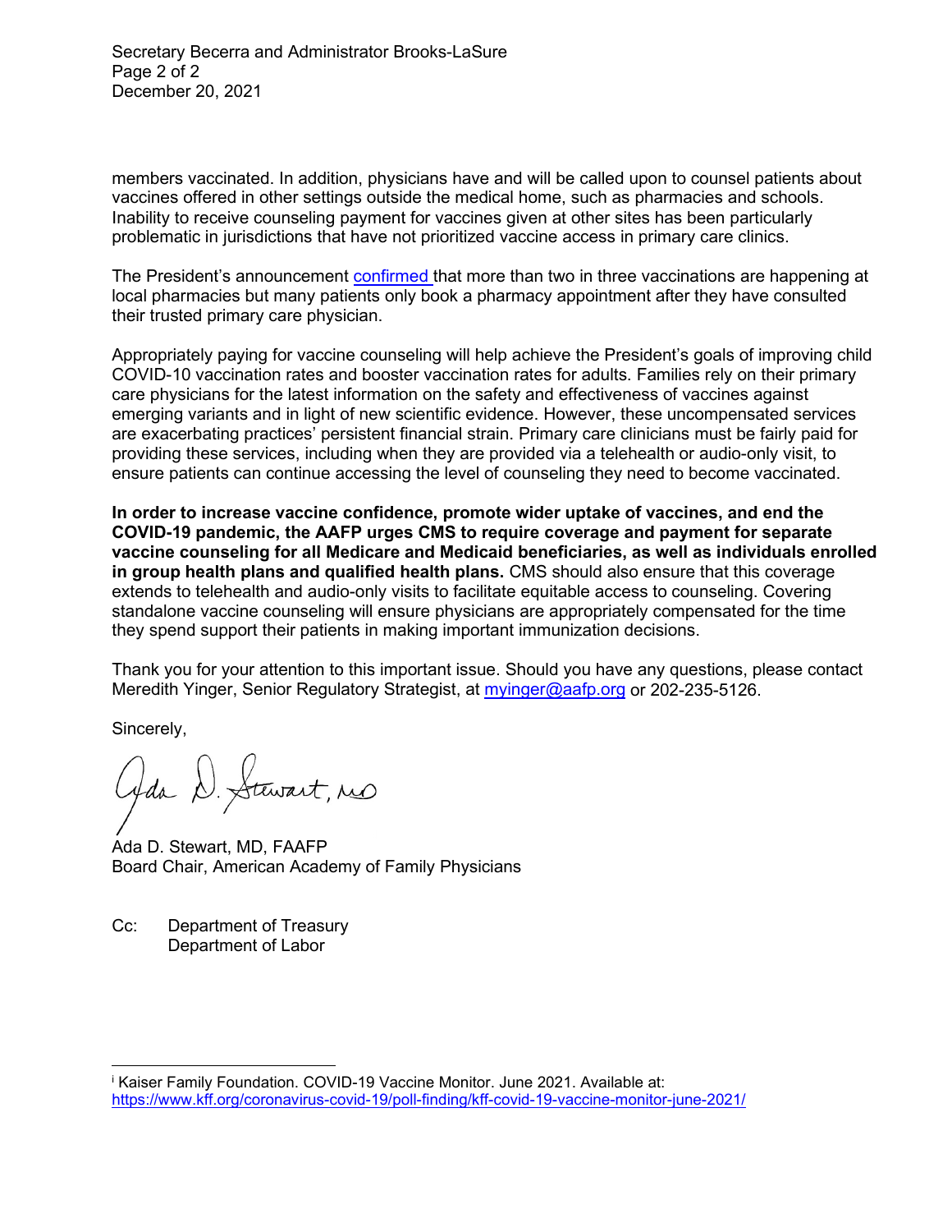members vaccinated. In addition, physicians have and will be called upon to counsel patients about vaccines offered in other settings outside the medical home, such as pharmacies and schools. Inability to receive counseling payment for vaccines given at other sites has been particularly problematic in jurisdictions that have not prioritized vaccine access in primary care clinics.

The President's announcement confirmed that more than two in three vaccinations are happening at local pharmacies but many patients only book a pharmacy appointment after they have consulted their trusted primary care physician.

Appropriately paying for vaccine counseling will help achieve the President's goals of improving child COVID-10 vaccination rates and booster vaccination rates for adults. Families rely on their primary care physicians for the latest information on the safety and effectiveness of vaccines against emerging variants and in light of new scientific evidence. However, these uncompensated services are exacerbating practices' persistent financial strain. Primary care clinicians must be fairly paid for providing these services, including when they are provided via a telehealth or audio-only visit, to ensure patients can continue accessing the level of counseling they need to become vaccinated.

**In order to increase vaccine confidence, promote wider uptake of vaccines, and end the COVID-19 pandemic, the AAFP urges CMS to require coverage and payment for separate vaccine counseling for all Medicare and Medicaid beneficiaries, as well as individuals enrolled in group health plans and qualified health plans.** CMS should also ensure that this coverage extends to telehealth and audio-only visits to facilitate equitable access to counseling. Covering standalone vaccine counseling will ensure physicians are appropriately compensated for the time they spend support their patients in making important immunization decisions.

Thank you for your attention to this important issue. Should you have any questions, please contact Meredith Yinger, Senior Regulatory Strategist, at myinger@aafp.org or 202-235-5126.

Sincerely,

Ada D. Stewart, MD

Ada D. Stewart, MD, FAAFP
Board Chair, American Academy of Family Physicians

Cc: Department of Treasury
Department of Labor

---

[i] Kaiser Family Foundation. COVID-19 Vaccine Monitor. June 2021. Available at: https://www.kff.org/coronavirus-covid-19/poll-finding/kff-covid-19-vaccine-monitor-june-2021/